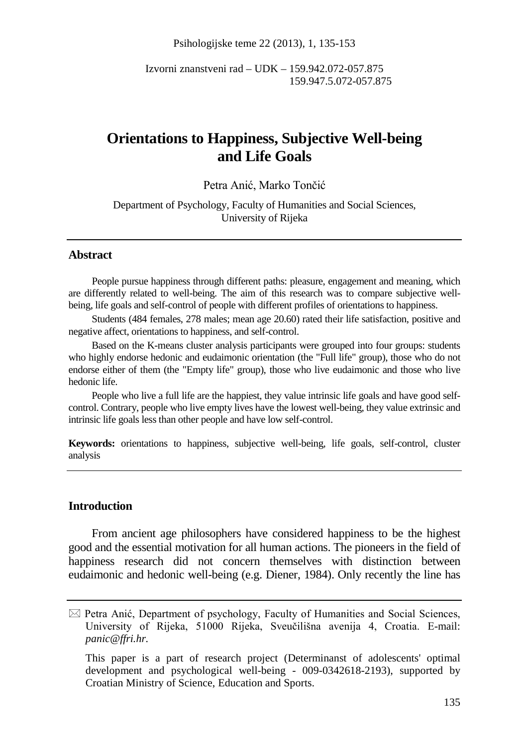Izvorni znanstveni rad – UDK – 159.942.072-057.875
159.947.5.072-057.875

# Orientations to Happiness, Subjective Well-being and Life Goals

Petra Anić, Marko Tončić

Department of Psychology, Faculty of Humanities and Social Sciences, University of Rijeka

## Abstract

People pursue happiness through different paths: pleasure, engagement and meaning, which are differently related to well-being. The aim of this research was to compare subjective well-being, life goals and self-control of people with different profiles of orientations to happiness.

Students (484 females, 278 males; mean age 20.60) rated their life satisfaction, positive and negative affect, orientations to happiness, and self-control.

Based on the K-means cluster analysis participants were grouped into four groups: students who highly endorse hedonic and eudaimonic orientation (the "Full life" group), those who do not endorse either of them (the "Empty life" group), those who live eudaimonic and those who live hedonic life.

People who live a full life are the happiest, they value intrinsic life goals and have good self-control. Contrary, people who live empty lives have the lowest well-being, they value extrinsic and intrinsic life goals less than other people and have low self-control.

**Keywords:** orientations to happiness, subjective well-being, life goals, self-control, cluster analysis

## Introduction

From ancient age philosophers have considered happiness to be the highest good and the essential motivation for all human actions. The pioneers in the field of happiness research did not concern themselves with distinction between eudaimonic and hedonic well-being (e.g. Diener, 1984). Only recently the line has

---

✉ Petra Anić, Department of psychology, Faculty of Humanities and Social Sciences, University of Rijeka, 51000 Rijeka, Sveučilišna avenija 4, Croatia. E-mail: *panic@ffri.hr.*

This paper is a part of research project (Determinanst of adolescents' optimal development and psychological well-being - 009-0342618-2193), supported by Croatian Ministry of Science, Education and Sports.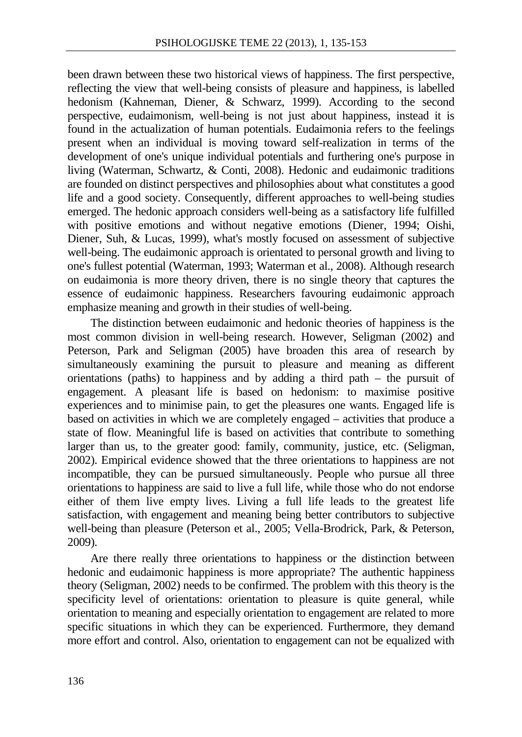been drawn between these two historical views of happiness. The first perspective, reflecting the view that well-being consists of pleasure and happiness, is labelled hedonism (Kahneman, Diener, & Schwarz, 1999). According to the second perspective, eudaimonism, well-being is not just about happiness, instead it is found in the actualization of human potentials. Eudaimonia refers to the feelings present when an individual is moving toward self-realization in terms of the development of one's unique individual potentials and furthering one's purpose in living (Waterman, Schwartz, & Conti, 2008). Hedonic and eudaimonic traditions are founded on distinct perspectives and philosophies about what constitutes a good life and a good society. Consequently, different approaches to well-being studies emerged. The hedonic approach considers well-being as a satisfactory life fulfilled with positive emotions and without negative emotions (Diener, 1994; Oishi, Diener, Suh, & Lucas, 1999), what's mostly focused on assessment of subjective well-being. The eudaimonic approach is orientated to personal growth and living to one's fullest potential (Waterman, 1993; Waterman et al., 2008). Although research on eudaimonia is more theory driven, there is no single theory that captures the essence of eudaimonic happiness. Researchers favouring eudaimonic approach emphasize meaning and growth in their studies of well-being.

The distinction between eudaimonic and hedonic theories of happiness is the most common division in well-being research. However, Seligman (2002) and Peterson, Park and Seligman (2005) have broaden this area of research by simultaneously examining the pursuit to pleasure and meaning as different orientations (paths) to happiness and by adding a third path – the pursuit of engagement. A pleasant life is based on hedonism: to maximise positive experiences and to minimise pain, to get the pleasures one wants. Engaged life is based on activities in which we are completely engaged – activities that produce a state of flow. Meaningful life is based on activities that contribute to something larger than us, to the greater good: family, community, justice, etc. (Seligman, 2002). Empirical evidence showed that the three orientations to happiness are not incompatible, they can be pursued simultaneously. People who pursue all three orientations to happiness are said to live a full life, while those who do not endorse either of them live empty lives. Living a full life leads to the greatest life satisfaction, with engagement and meaning being better contributors to subjective well-being than pleasure (Peterson et al., 2005; Vella-Brodrick, Park, & Peterson, 2009).

Are there really three orientations to happiness or the distinction between hedonic and eudaimonic happiness is more appropriate? The authentic happiness theory (Seligman, 2002) needs to be confirmed. The problem with this theory is the specificity level of orientations: orientation to pleasure is quite general, while orientation to meaning and especially orientation to engagement are related to more specific situations in which they can be experienced. Furthermore, they demand more effort and control. Also, orientation to engagement can not be equalized with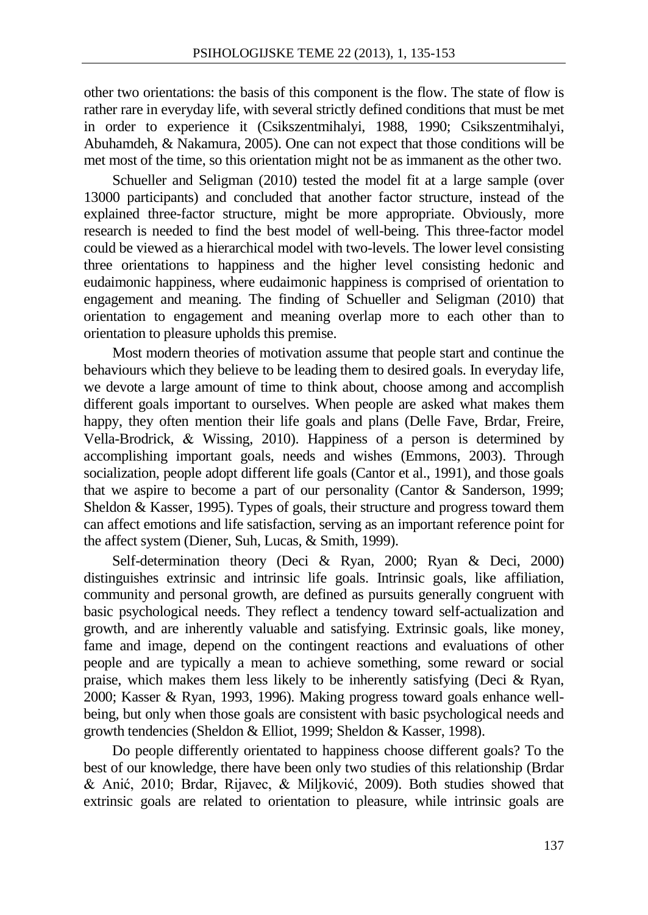other two orientations: the basis of this component is the flow. The state of flow is rather rare in everyday life, with several strictly defined conditions that must be met in order to experience it (Csikszentmihalyi, 1988, 1990; Csikszentmihalyi, Abuhamdeh, & Nakamura, 2005). One can not expect that those conditions will be met most of the time, so this orientation might not be as immanent as the other two.

Schueller and Seligman (2010) tested the model fit at a large sample (over 13000 participants) and concluded that another factor structure, instead of the explained three-factor structure, might be more appropriate. Obviously, more research is needed to find the best model of well-being. This three-factor model could be viewed as a hierarchical model with two-levels. The lower level consisting three orientations to happiness and the higher level consisting hedonic and eudaimonic happiness, where eudaimonic happiness is comprised of orientation to engagement and meaning. The finding of Schueller and Seligman (2010) that orientation to engagement and meaning overlap more to each other than to orientation to pleasure upholds this premise.

Most modern theories of motivation assume that people start and continue the behaviours which they believe to be leading them to desired goals. In everyday life, we devote a large amount of time to think about, choose among and accomplish different goals important to ourselves. When people are asked what makes them happy, they often mention their life goals and plans (Delle Fave, Brdar, Freire, Vella-Brodrick, & Wissing, 2010). Happiness of a person is determined by accomplishing important goals, needs and wishes (Emmons, 2003). Through socialization, people adopt different life goals (Cantor et al., 1991), and those goals that we aspire to become a part of our personality (Cantor & Sanderson, 1999; Sheldon & Kasser, 1995). Types of goals, their structure and progress toward them can affect emotions and life satisfaction, serving as an important reference point for the affect system (Diener, Suh, Lucas, & Smith, 1999).

Self-determination theory (Deci & Ryan, 2000; Ryan & Deci, 2000) distinguishes extrinsic and intrinsic life goals. Intrinsic goals, like affiliation, community and personal growth, are defined as pursuits generally congruent with basic psychological needs. They reflect a tendency toward self-actualization and growth, and are inherently valuable and satisfying. Extrinsic goals, like money, fame and image, depend on the contingent reactions and evaluations of other people and are typically a mean to achieve something, some reward or social praise, which makes them less likely to be inherently satisfying (Deci & Ryan, 2000; Kasser & Ryan, 1993, 1996). Making progress toward goals enhance well-being, but only when those goals are consistent with basic psychological needs and growth tendencies (Sheldon & Elliot, 1999; Sheldon & Kasser, 1998).

Do people differently orientated to happiness choose different goals? To the best of our knowledge, there have been only two studies of this relationship (Brdar & Anić, 2010; Brdar, Rijavec, & Miljković, 2009). Both studies showed that extrinsic goals are related to orientation to pleasure, while intrinsic goals are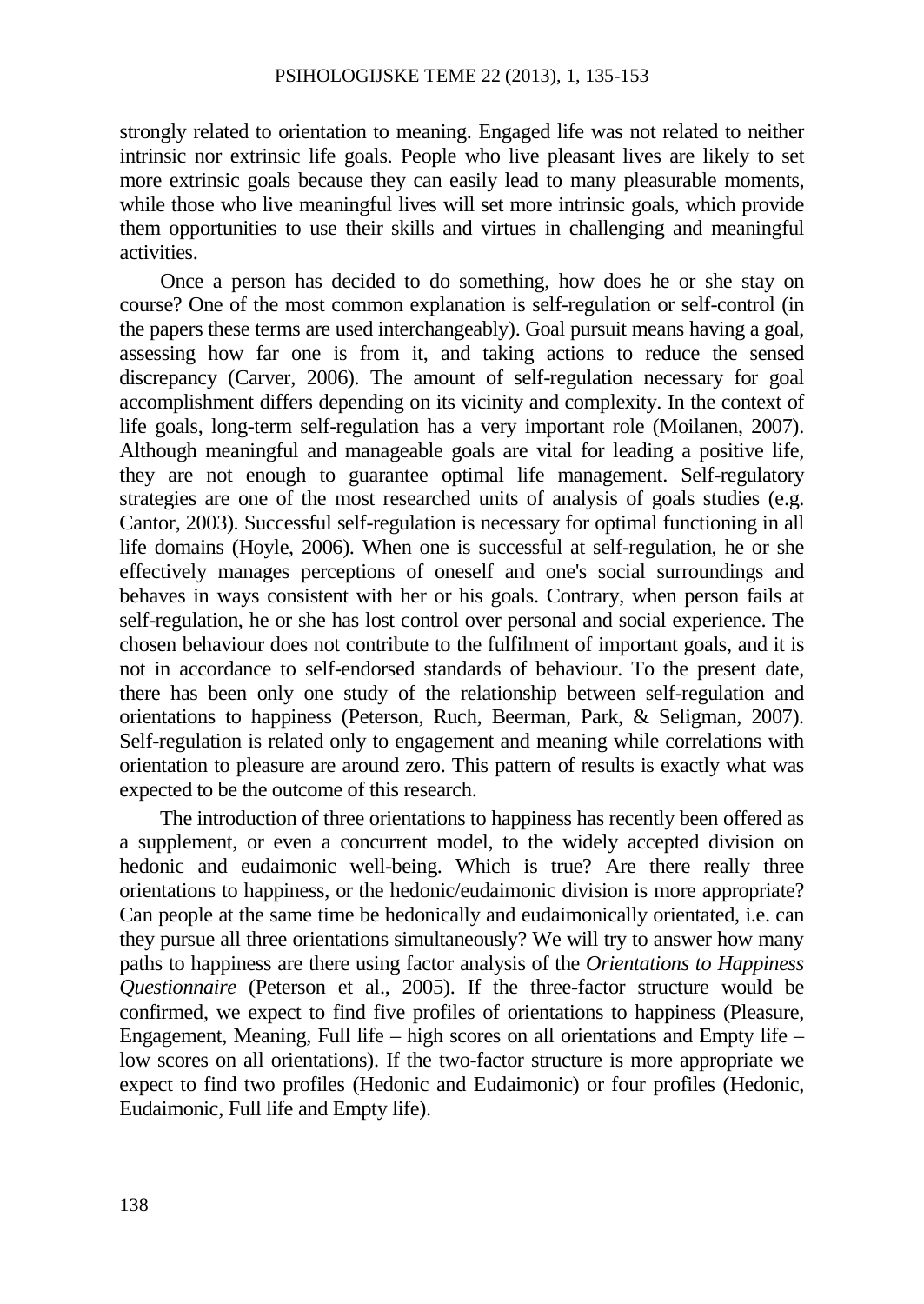strongly related to orientation to meaning. Engaged life was not related to neither intrinsic nor extrinsic life goals. People who live pleasant lives are likely to set more extrinsic goals because they can easily lead to many pleasurable moments, while those who live meaningful lives will set more intrinsic goals, which provide them opportunities to use their skills and virtues in challenging and meaningful activities.

Once a person has decided to do something, how does he or she stay on course? One of the most common explanation is self-regulation or self-control (in the papers these terms are used interchangeably). Goal pursuit means having a goal, assessing how far one is from it, and taking actions to reduce the sensed discrepancy (Carver, 2006). The amount of self-regulation necessary for goal accomplishment differs depending on its vicinity and complexity. In the context of life goals, long-term self-regulation has a very important role (Moilanen, 2007). Although meaningful and manageable goals are vital for leading a positive life, they are not enough to guarantee optimal life management. Self-regulatory strategies are one of the most researched units of analysis of goals studies (e.g. Cantor, 2003). Successful self-regulation is necessary for optimal functioning in all life domains (Hoyle, 2006). When one is successful at self-regulation, he or she effectively manages perceptions of oneself and one's social surroundings and behaves in ways consistent with her or his goals. Contrary, when person fails at self-regulation, he or she has lost control over personal and social experience. The chosen behaviour does not contribute to the fulfilment of important goals, and it is not in accordance to self-endorsed standards of behaviour. To the present date, there has been only one study of the relationship between self-regulation and orientations to happiness (Peterson, Ruch, Beerman, Park, & Seligman, 2007). Self-regulation is related only to engagement and meaning while correlations with orientation to pleasure are around zero. This pattern of results is exactly what was expected to be the outcome of this research.

The introduction of three orientations to happiness has recently been offered as a supplement, or even a concurrent model, to the widely accepted division on hedonic and eudaimonic well-being. Which is true? Are there really three orientations to happiness, or the hedonic/eudaimonic division is more appropriate? Can people at the same time be hedonically and eudaimonically orientated, i.e. can they pursue all three orientations simultaneously? We will try to answer how many paths to happiness are there using factor analysis of the *Orientations to Happiness Questionnaire* (Peterson et al., 2005). If the three-factor structure would be confirmed, we expect to find five profiles of orientations to happiness (Pleasure, Engagement, Meaning, Full life – high scores on all orientations and Empty life – low scores on all orientations). If the two-factor structure is more appropriate we expect to find two profiles (Hedonic and Eudaimonic) or four profiles (Hedonic, Eudaimonic, Full life and Empty life).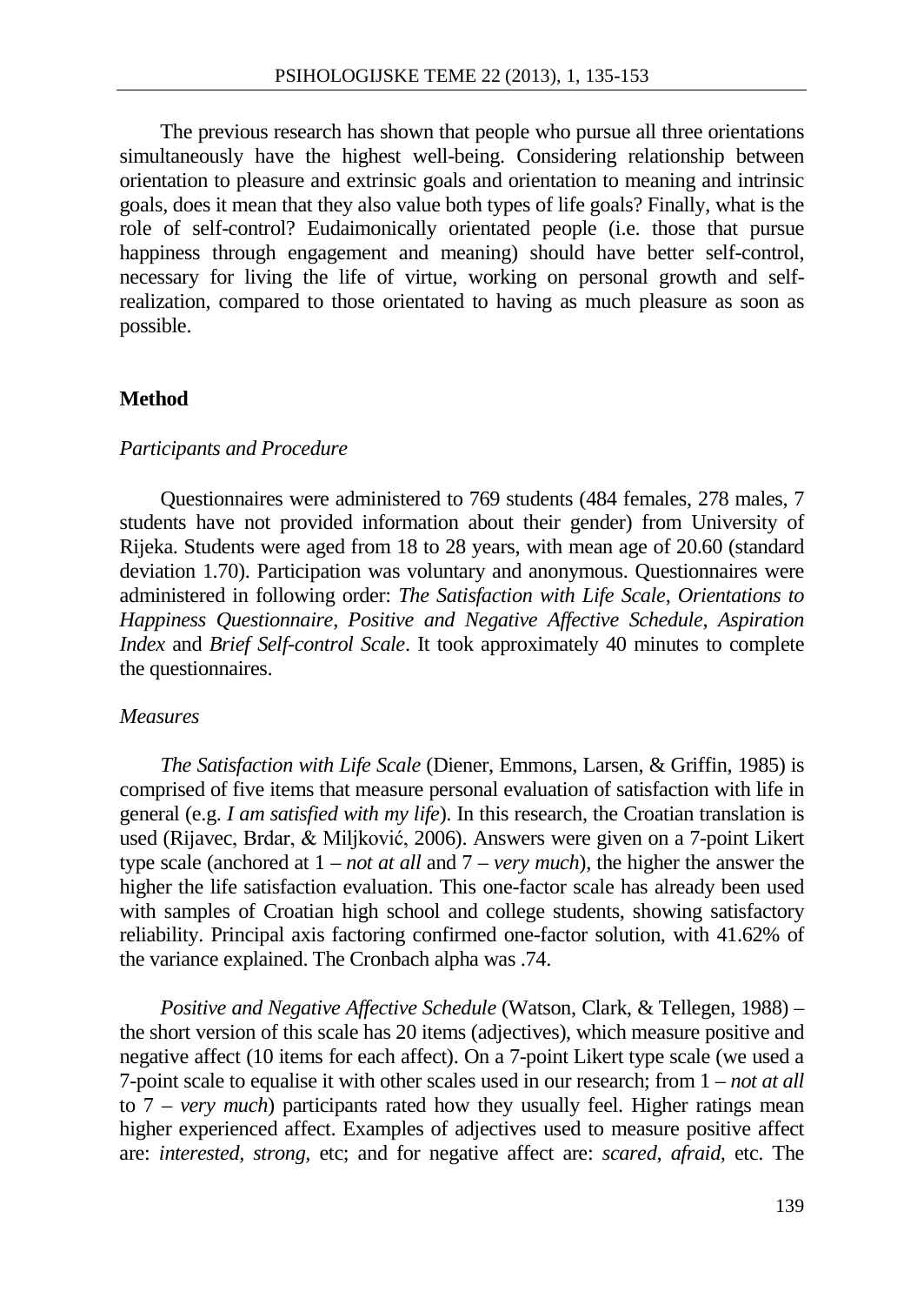The previous research has shown that people who pursue all three orientations simultaneously have the highest well-being. Considering relationship between orientation to pleasure and extrinsic goals and orientation to meaning and intrinsic goals, does it mean that they also value both types of life goals? Finally, what is the role of self-control? Eudaimonically orientated people (i.e. those that pursue happiness through engagement and meaning) should have better self-control, necessary for living the life of virtue, working on personal growth and self-realization, compared to those orientated to having as much pleasure as soon as possible.

## Method

### *Participants and Procedure*

Questionnaires were administered to 769 students (484 females, 278 males, 7 students have not provided information about their gender) from University of Rijeka. Students were aged from 18 to 28 years, with mean age of 20.60 (standard deviation 1.70). Participation was voluntary and anonymous. Questionnaires were administered in following order: *The Satisfaction with Life Scale*, *Orientations to Happiness Questionnaire*, *Positive and Negative Affective Schedule*, *Aspiration Index* and *Brief Self-control Scale*. It took approximately 40 minutes to complete the questionnaires.

### *Measures*

*The Satisfaction with Life Scale* (Diener, Emmons, Larsen, & Griffin, 1985) is comprised of five items that measure personal evaluation of satisfaction with life in general (e.g. *I am satisfied with my life*). In this research, the Croatian translation is used (Rijavec, Brdar, & Miljković, 2006). Answers were given on a 7-point Likert type scale (anchored at 1 – *not at all* and 7 – *very much*), the higher the answer the higher the life satisfaction evaluation. This one-factor scale has already been used with samples of Croatian high school and college students, showing satisfactory reliability. Principal axis factoring confirmed one-factor solution, with 41.62% of the variance explained. The Cronbach alpha was .74.

*Positive and Negative Affective Schedule* (Watson, Clark, & Tellegen, 1988) – the short version of this scale has 20 items (adjectives), which measure positive and negative affect (10 items for each affect). On a 7-point Likert type scale (we used a 7-point scale to equalise it with other scales used in our research; from 1 – *not at all* to 7 – *very much*) participants rated how they usually feel. Higher ratings mean higher experienced affect. Examples of adjectives used to measure positive affect are: *interested, strong,* etc; and for negative affect are: *scared, afraid,* etc. The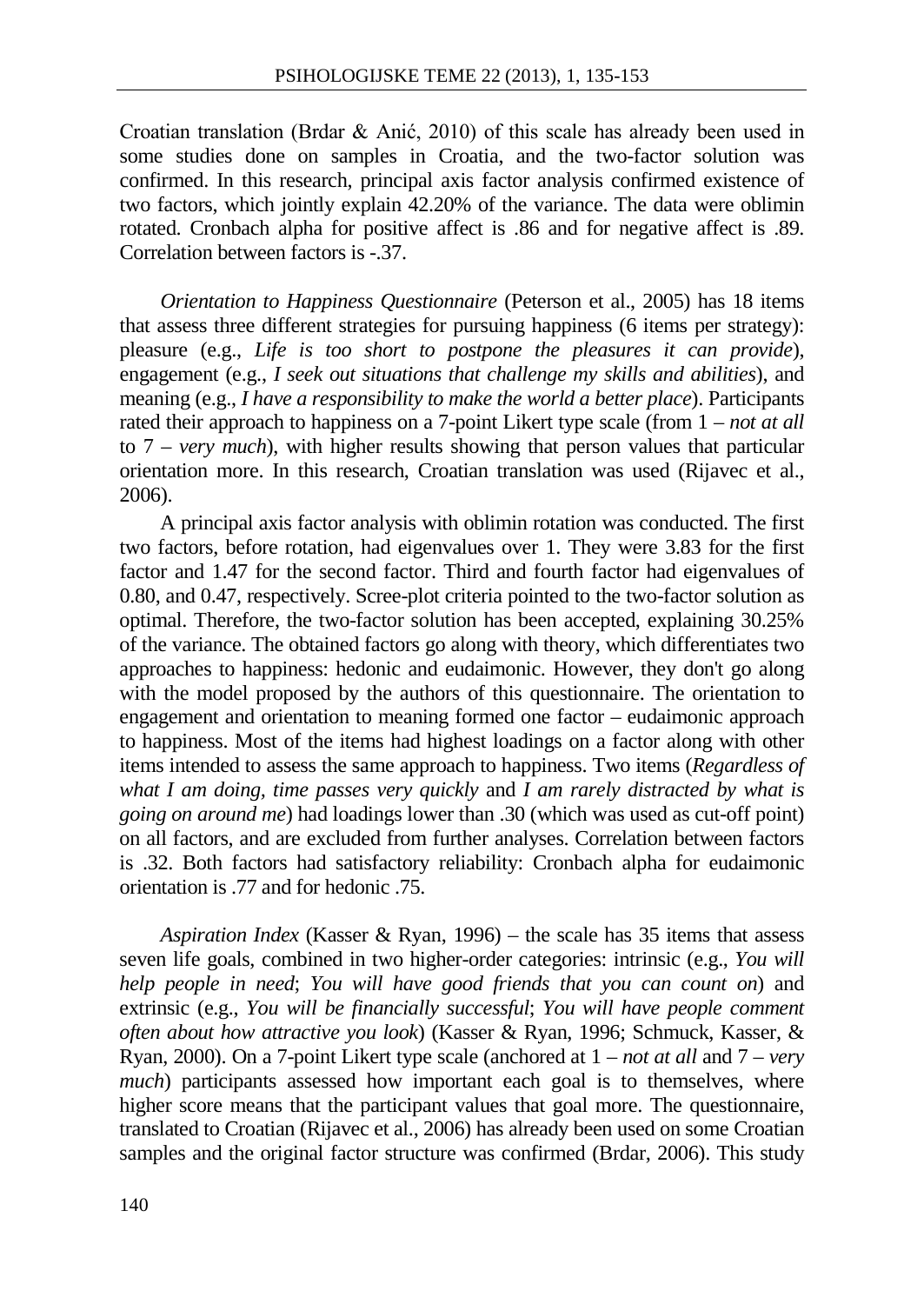Croatian translation (Brdar & Anić, 2010) of this scale has already been used in some studies done on samples in Croatia, and the two-factor solution was confirmed. In this research, principal axis factor analysis confirmed existence of two factors, which jointly explain 42.20% of the variance. The data were oblimin rotated. Cronbach alpha for positive affect is .86 and for negative affect is .89. Correlation between factors is -.37.

*Orientation to Happiness Questionnaire* (Peterson et al., 2005) has 18 items that assess three different strategies for pursuing happiness (6 items per strategy): pleasure (e.g., *Life is too short to postpone the pleasures it can provide*), engagement (e.g., *I seek out situations that challenge my skills and abilities*), and meaning (e.g., *I have a responsibility to make the world a better place*). Participants rated their approach to happiness on a 7-point Likert type scale (from 1 – *not at all* to 7 – *very much*), with higher results showing that person values that particular orientation more. In this research, Croatian translation was used (Rijavec et al., 2006).

A principal axis factor analysis with oblimin rotation was conducted. The first two factors, before rotation, had eigenvalues over 1. They were 3.83 for the first factor and 1.47 for the second factor. Third and fourth factor had eigenvalues of 0.80, and 0.47, respectively. Scree-plot criteria pointed to the two-factor solution as optimal. Therefore, the two-factor solution has been accepted, explaining 30.25% of the variance. The obtained factors go along with theory, which differentiates two approaches to happiness: hedonic and eudaimonic. However, they don't go along with the model proposed by the authors of this questionnaire. The orientation to engagement and orientation to meaning formed one factor – eudaimonic approach to happiness. Most of the items had highest loadings on a factor along with other items intended to assess the same approach to happiness. Two items (*Regardless of what I am doing, time passes very quickly* and *I am rarely distracted by what is going on around me*) had loadings lower than .30 (which was used as cut-off point) on all factors, and are excluded from further analyses. Correlation between factors is .32. Both factors had satisfactory reliability: Cronbach alpha for eudaimonic orientation is .77 and for hedonic .75.

*Aspiration Index* (Kasser & Ryan, 1996) – the scale has 35 items that assess seven life goals, combined in two higher-order categories: intrinsic (e.g., *You will help people in need*; *You will have good friends that you can count on*) and extrinsic (e.g., *You will be financially successful*; *You will have people comment often about how attractive you look*) (Kasser & Ryan, 1996; Schmuck, Kasser, & Ryan, 2000). On a 7-point Likert type scale (anchored at 1 – *not at all* and 7 – *very much*) participants assessed how important each goal is to themselves, where higher score means that the participant values that goal more. The questionnaire, translated to Croatian (Rijavec et al., 2006) has already been used on some Croatian samples and the original factor structure was confirmed (Brdar, 2006). This study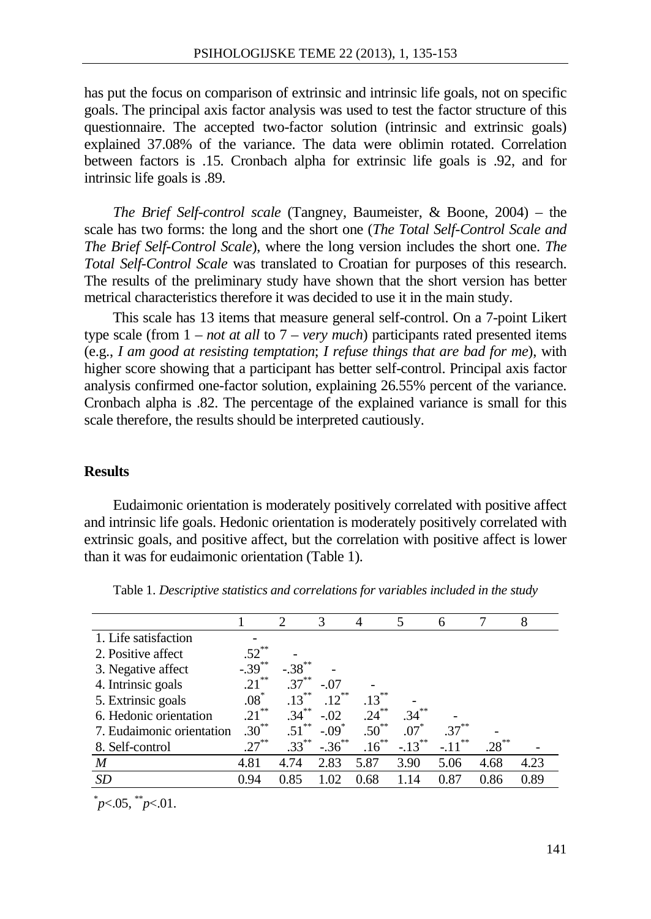has put the focus on comparison of extrinsic and intrinsic life goals, not on specific goals. The principal axis factor analysis was used to test the factor structure of this questionnaire. The accepted two-factor solution (intrinsic and extrinsic goals) explained 37.08% of the variance. The data were oblimin rotated. Correlation between factors is .15. Cronbach alpha for extrinsic life goals is .92, and for intrinsic life goals is .89.

*The Brief Self-control scale* (Tangney, Baumeister, & Boone, 2004) – the scale has two forms: the long and the short one (*The Total Self-Control Scale and The Brief Self-Control Scale*), where the long version includes the short one. *The Total Self-Control Scale* was translated to Croatian for purposes of this research. The results of the preliminary study have shown that the short version has better metrical characteristics therefore it was decided to use it in the main study.

This scale has 13 items that measure general self-control. On a 7-point Likert type scale (from 1 – *not at all* to 7 – *very much*) participants rated presented items (e.g., *I am good at resisting temptation*; *I refuse things that are bad for me*), with higher score showing that a participant has better self-control. Principal axis factor analysis confirmed one-factor solution, explaining 26.55% percent of the variance. Cronbach alpha is .82. The percentage of the explained variance is small for this scale therefore, the results should be interpreted cautiously.

## Results

Eudaimonic orientation is moderately positively correlated with positive affect and intrinsic life goals. Hedonic orientation is moderately positively correlated with extrinsic goals, and positive affect, but the correlation with positive affect is lower than it was for eudaimonic orientation (Table 1).

Table 1. *Descriptive statistics and correlations for variables included in the study*

| | 1 | 2 | 3 | 4 | 5 | 6 | 7 | 8 |
|---|---|---|---|---|---|---|---|---|
| 1. Life satisfaction | - | | | | | | | |
| 2. Positive affect | .52** | - | | | | | | |
| 3. Negative affect | -.39** | -.38** | - | | | | | |
| 4. Intrinsic goals | .21** | .37** | -.07 | - | | | | |
| 5. Extrinsic goals | .08* | .13** | .12** | .13** | - | | | |
| 6. Hedonic orientation | .21** | .34** | -.02 | .24** | .34** | - | | |
| 7. Eudaimonic orientation | .30** | .51** | -.09* | .50** | .07* | .37** | - | |
| 8. Self-control | .27** | .33** | -.36** | .16** | -.13** | -.11** | .28** | - |
| *M* | 4.81 | 4.74 | 2.83 | 5.87 | 3.90 | 5.06 | 4.68 | 4.23 |
| *SD* | 0.94 | 0.85 | 1.02 | 0.68 | 1.14 | 0.87 | 0.86 | 0.89 |

*$p$<.05, **$p$<.01.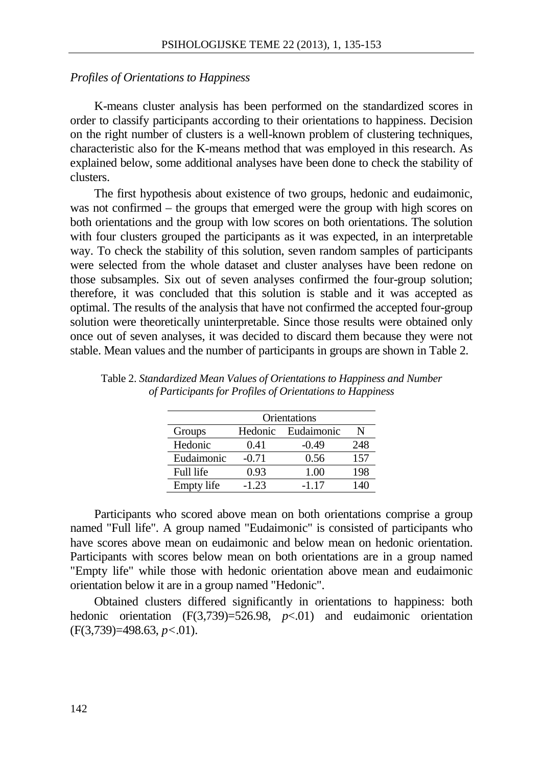*Profiles of Orientations to Happiness*

K-means cluster analysis has been performed on the standardized scores in order to classify participants according to their orientations to happiness. Decision on the right number of clusters is a well-known problem of clustering techniques, characteristic also for the K-means method that was employed in this research. As explained below, some additional analyses have been done to check the stability of clusters.

The first hypothesis about existence of two groups, hedonic and eudaimonic, was not confirmed – the groups that emerged were the group with high scores on both orientations and the group with low scores on both orientations. The solution with four clusters grouped the participants as it was expected, in an interpretable way. To check the stability of this solution, seven random samples of participants were selected from the whole dataset and cluster analyses have been redone on those subsamples. Six out of seven analyses confirmed the four-group solution; therefore, it was concluded that this solution is stable and it was accepted as optimal. The results of the analysis that have not confirmed the accepted four-group solution were theoretically uninterpretable. Since those results were obtained only once out of seven analyses, it was decided to discard them because they were not stable. Mean values and the number of participants in groups are shown in Table 2.

Table 2. *Standardized Mean Values of Orientations to Happiness and Number of Participants for Profiles of Orientations to Happiness*

| | Orientations | | |
|---|---|---|---|
| Groups | Hedonic | Eudaimonic | N |
| Hedonic | 0.41 | -0.49 | 248 |
| Eudaimonic | -0.71 | 0.56 | 157 |
| Full life | 0.93 | 1.00 | 198 |
| Empty life | -1.23 | -1.17 | 140 |

Participants who scored above mean on both orientations comprise a group named "Full life". A group named "Eudaimonic" is consisted of participants who have scores above mean on eudaimonic and below mean on hedonic orientation. Participants with scores below mean on both orientations are in a group named "Empty life" while those with hedonic orientation above mean and eudaimonic orientation below it are in a group named "Hedonic".

Obtained clusters differed significantly in orientations to happiness: both hedonic orientation ($F(3,739)=526.98$, $p<.01$) and eudaimonic orientation ($F(3,739)=498.63$, $p<.01$).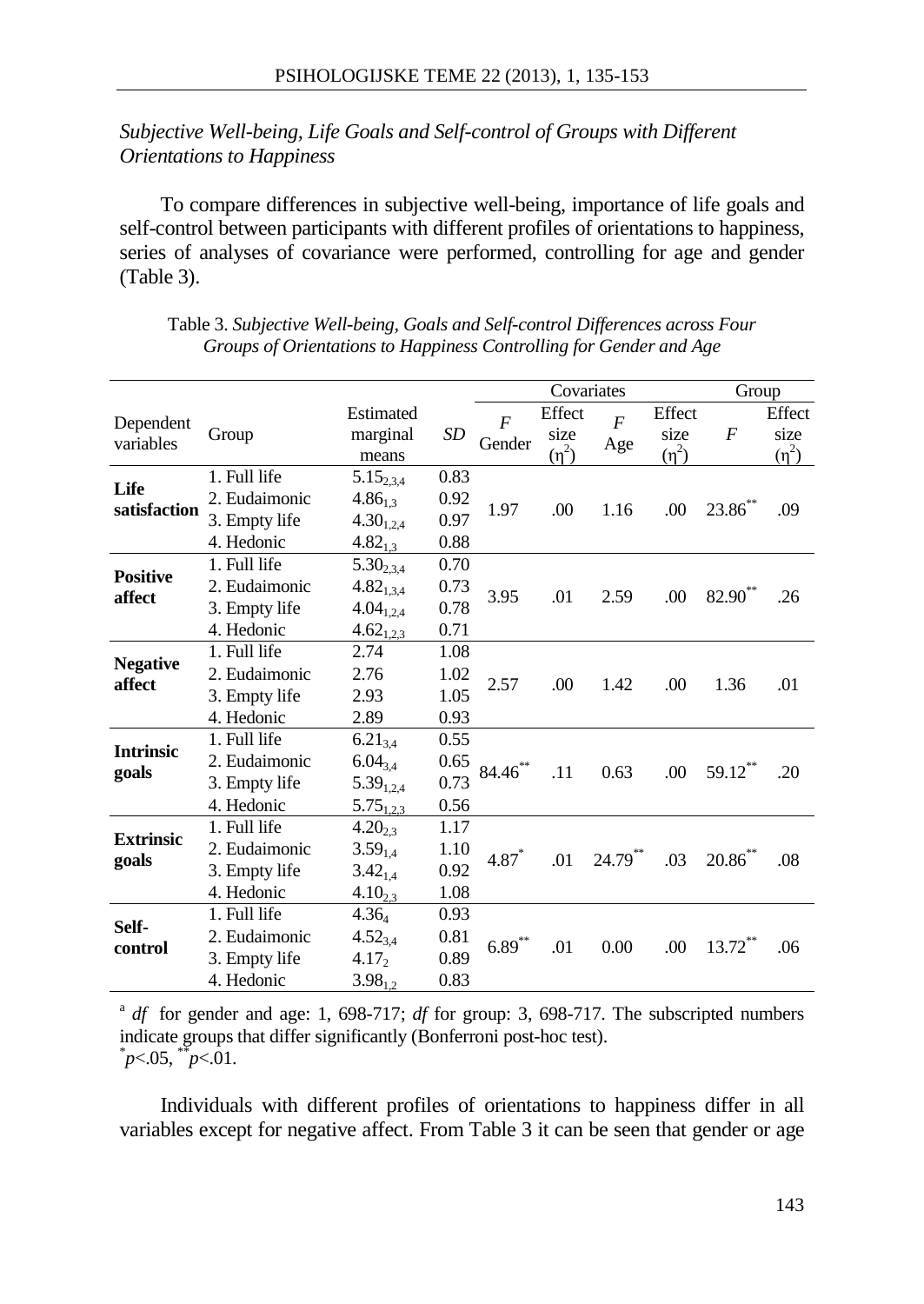*Subjective Well-being, Life Goals and Self-control of Groups with Different Orientations to Happiness*

To compare differences in subjective well-being, importance of life goals and self-control between participants with different profiles of orientations to happiness, series of analyses of covariance were performed, controlling for age and gender (Table 3).

Table 3. *Subjective Well-being, Goals and Self-control Differences across Four Groups of Orientations to Happiness Controlling for Gender and Age*

| Dependent variables | Group | Estimated marginal means | *SD* | Covariates | | | | Group | |
|---|---|---|---|---|---|---|---|---|---|
| | | | | *F* Gender | Effect size ($\eta^2$) | *F* Age | Effect size ($\eta^2$) | *F* | Effect size ($\eta^2$) |
| **Life satisfaction** | 1. Full life | $5.15_{2,3,4}$ | 0.83 | 1.97 | .00 | 1.16 | .00 | $23.86^{**}$ | .09 |
| | 2. Eudaimonic | $4.86_{1,3}$ | 0.92 | | | | | | |
| | 3. Empty life | $4.30_{1,2,4}$ | 0.97 | | | | | | |
| | 4. Hedonic | $4.82_{1,3}$ | 0.88 | | | | | | |
| **Positive affect** | 1. Full life | $5.30_{2,3,4}$ | 0.70 | 3.95 | .01 | 2.59 | .00 | $82.90^{**}$ | .26 |
| | 2. Eudaimonic | $4.82_{1,3,4}$ | 0.73 | | | | | | |
| | 3. Empty life | $4.04_{1,2,4}$ | 0.78 | | | | | | |
| | 4. Hedonic | $4.62_{1,2,3}$ | 0.71 | | | | | | |
| **Negative affect** | 1. Full life | 2.74 | 1.08 | 2.57 | .00 | 1.42 | .00 | 1.36 | .01 |
| | 2. Eudaimonic | 2.76 | 1.02 | | | | | | |
| | 3. Empty life | 2.93 | 1.05 | | | | | | |
| | 4. Hedonic | 2.89 | 0.93 | | | | | | |
| **Intrinsic goals** | 1. Full life | $6.21_{3,4}$ | 0.55 | $84.46^{**}$ | .11 | 0.63 | .00 | $59.12^{**}$ | .20 |
| | 2. Eudaimonic | $6.04_{3,4}$ | 0.65 | | | | | | |
| | 3. Empty life | $5.39_{1,2,4}$ | 0.73 | | | | | | |
| | 4. Hedonic | $5.75_{1,2,3}$ | 0.56 | | | | | | |
| **Extrinsic goals** | 1. Full life | $4.20_{2,3}$ | 1.17 | $4.87^{*}$ | .01 | $24.79^{**}$ | .03 | $20.86^{**}$ | .08 |
| | 2. Eudaimonic | $3.59_{1,4}$ | 1.10 | | | | | | |
| | 3. Empty life | $3.42_{1,4}$ | 0.92 | | | | | | |
| | 4. Hedonic | $4.10_{2,3}$ | 1.08 | | | | | | |
| **Self-control** | 1. Full life | $4.36_{4}$ | 0.93 | $6.89^{**}$ | .01 | 0.00 | .00 | $13.72^{**}$ | .06 |
| | 2. Eudaimonic | $4.52_{3,4}$ | 0.81 | | | | | | |
| | 3. Empty life | $4.17_{2}$ | 0.89 | | | | | | |
| | 4. Hedonic | $3.98_{1,2}$ | 0.83 | | | | | | |

[a] *df* for gender and age: 1, 698-717; *df* for group: 3, 698-717. The subscripted numbers indicate groups that differ significantly (Bonferroni post-hoc test).
$^{*}p<.05$, $^{**}p<.01$.

Individuals with different profiles of orientations to happiness differ in all variables except for negative affect. From Table 3 it can be seen that gender or age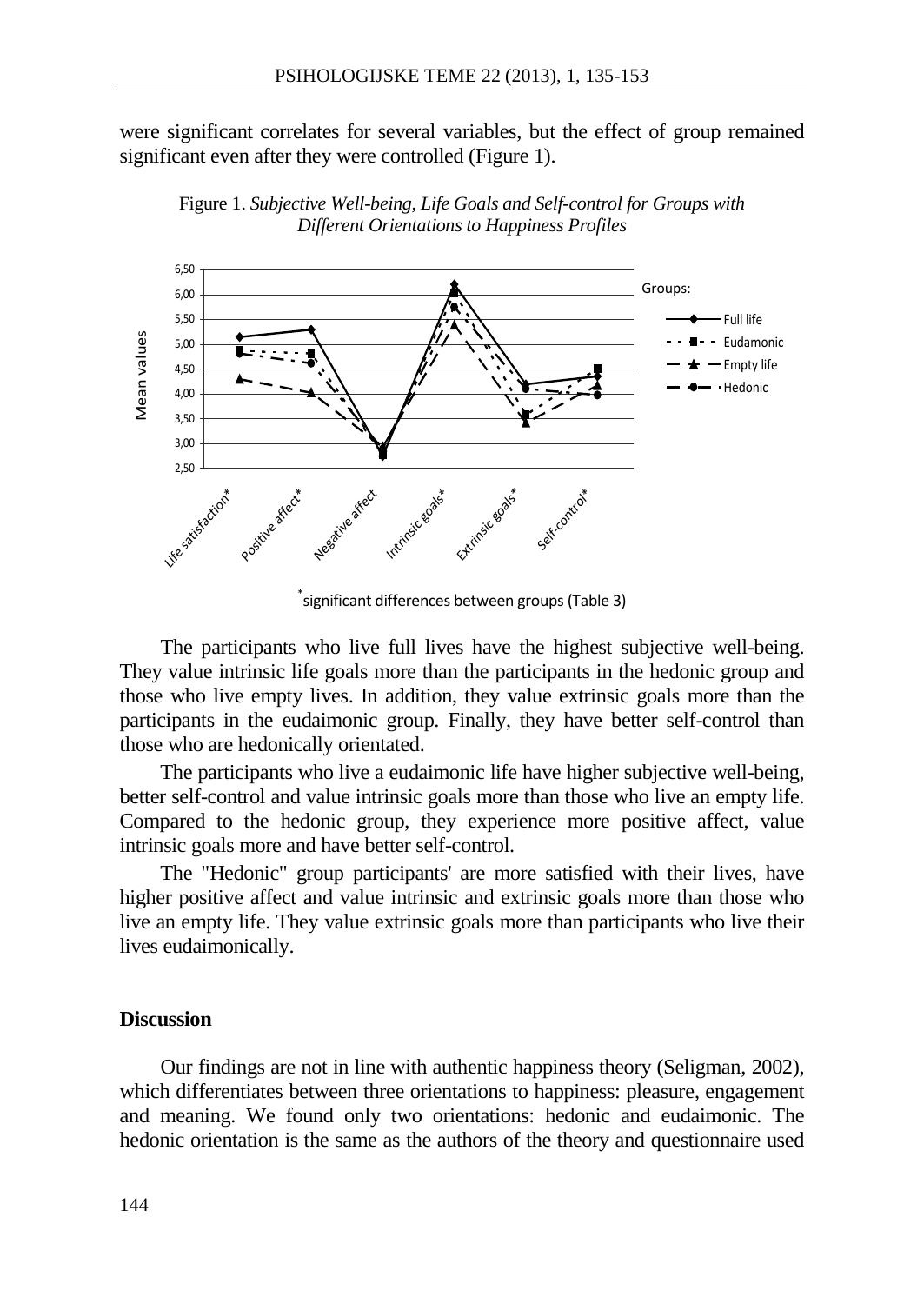were significant correlates for several variables, but the effect of group remained significant even after they were controlled (Figure 1).

Figure 1. *Subjective Well-being, Life Goals and Self-control for Groups with Different Orientations to Happiness Profiles*

*significant differences between groups (Table 3)

The participants who live full lives have the highest subjective well-being. They value intrinsic life goals more than the participants in the hedonic group and those who live empty lives. In addition, they value extrinsic goals more than the participants in the eudaimonic group. Finally, they have better self-control than those who are hedonically orientated.

The participants who live a eudaimonic life have higher subjective well-being, better self-control and value intrinsic goals more than those who live an empty life. Compared to the hedonic group, they experience more positive affect, value intrinsic goals more and have better self-control.

The "Hedonic" group participants' are more satisfied with their lives, have higher positive affect and value intrinsic and extrinsic goals more than those who live an empty life. They value extrinsic goals more than participants who live their lives eudaimonically.

## Discussion

Our findings are not in line with authentic happiness theory (Seligman, 2002), which differentiates between three orientations to happiness: pleasure, engagement and meaning. We found only two orientations: hedonic and eudaimonic. The hedonic orientation is the same as the authors of the theory and questionnaire used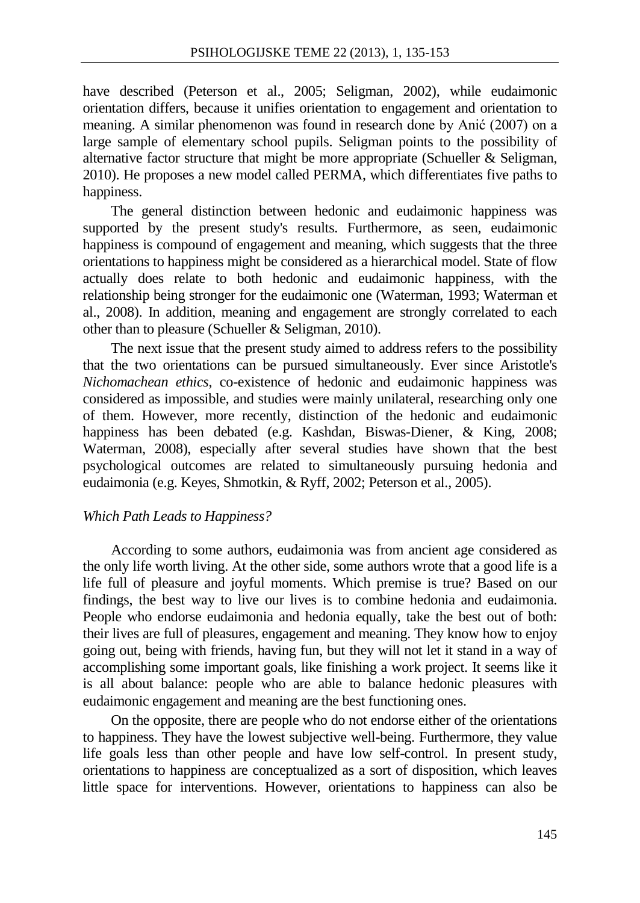have described (Peterson et al., 2005; Seligman, 2002), while eudaimonic orientation differs, because it unifies orientation to engagement and orientation to meaning. A similar phenomenon was found in research done by Anić (2007) on a large sample of elementary school pupils. Seligman points to the possibility of alternative factor structure that might be more appropriate (Schueller & Seligman, 2010). He proposes a new model called PERMA, which differentiates five paths to happiness.

The general distinction between hedonic and eudaimonic happiness was supported by the present study's results. Furthermore, as seen, eudaimonic happiness is compound of engagement and meaning, which suggests that the three orientations to happiness might be considered as a hierarchical model. State of flow actually does relate to both hedonic and eudaimonic happiness, with the relationship being stronger for the eudaimonic one (Waterman, 1993; Waterman et al., 2008). In addition, meaning and engagement are strongly correlated to each other than to pleasure (Schueller & Seligman, 2010).

The next issue that the present study aimed to address refers to the possibility that the two orientations can be pursued simultaneously. Ever since Aristotle's *Nichomachean ethics*, co-existence of hedonic and eudaimonic happiness was considered as impossible, and studies were mainly unilateral, researching only one of them. However, more recently, distinction of the hedonic and eudaimonic happiness has been debated (e.g. Kashdan, Biswas-Diener, & King, 2008; Waterman, 2008), especially after several studies have shown that the best psychological outcomes are related to simultaneously pursuing hedonia and eudaimonia (e.g. Keyes, Shmotkin, & Ryff, 2002; Peterson et al., 2005).

### *Which Path Leads to Happiness?*

According to some authors, eudaimonia was from ancient age considered as the only life worth living. At the other side, some authors wrote that a good life is a life full of pleasure and joyful moments. Which premise is true? Based on our findings, the best way to live our lives is to combine hedonia and eudaimonia. People who endorse eudaimonia and hedonia equally, take the best out of both: their lives are full of pleasures, engagement and meaning. They know how to enjoy going out, being with friends, having fun, but they will not let it stand in a way of accomplishing some important goals, like finishing a work project. It seems like it is all about balance: people who are able to balance hedonic pleasures with eudaimonic engagement and meaning are the best functioning ones.

On the opposite, there are people who do not endorse either of the orientations to happiness. They have the lowest subjective well-being. Furthermore, they value life goals less than other people and have low self-control. In present study, orientations to happiness are conceptualized as a sort of disposition, which leaves little space for interventions. However, orientations to happiness can also be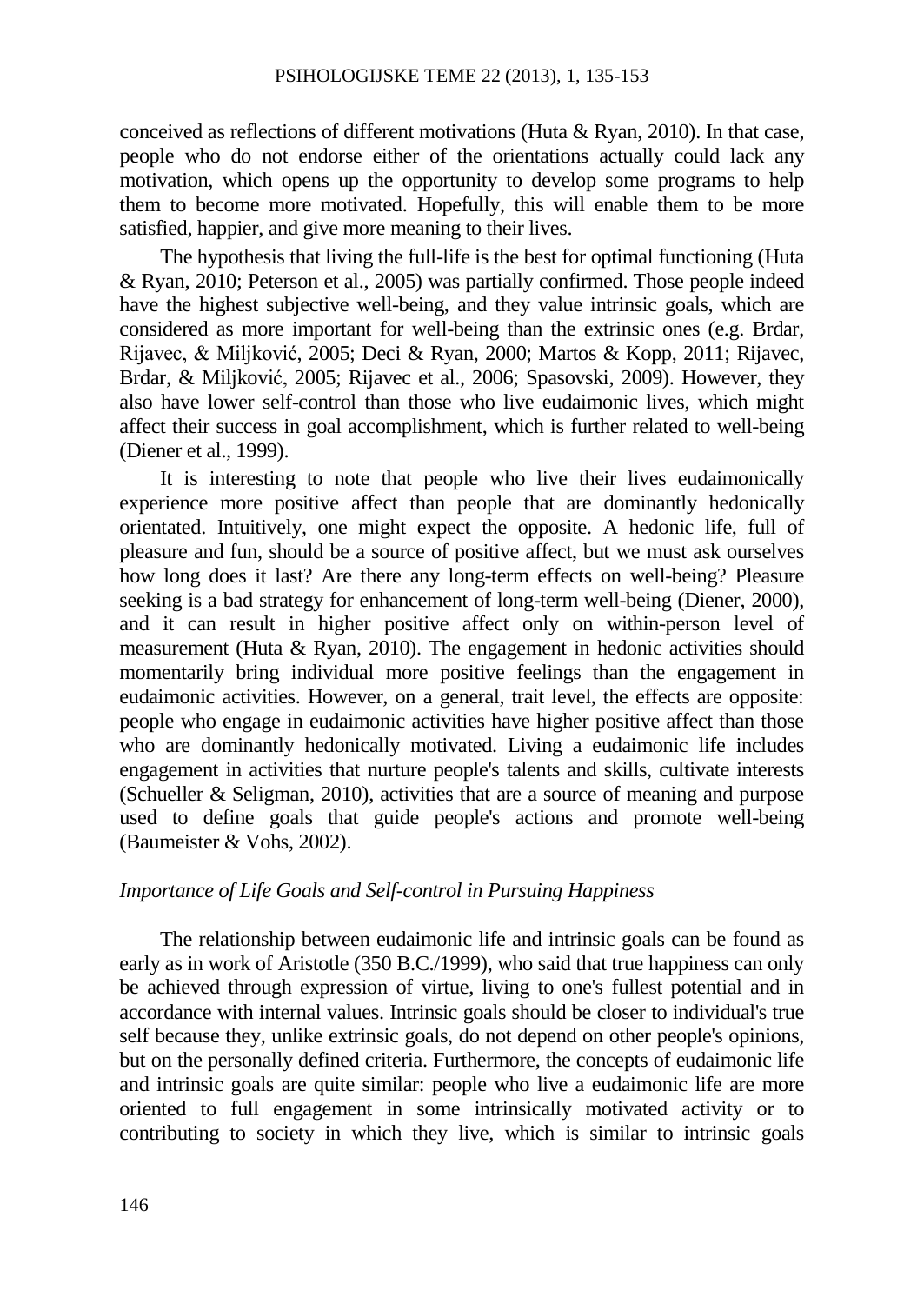conceived as reflections of different motivations (Huta & Ryan, 2010). In that case, people who do not endorse either of the orientations actually could lack any motivation, which opens up the opportunity to develop some programs to help them to become more motivated. Hopefully, this will enable them to be more satisfied, happier, and give more meaning to their lives.

The hypothesis that living the full-life is the best for optimal functioning (Huta & Ryan, 2010; Peterson et al., 2005) was partially confirmed. Those people indeed have the highest subjective well-being, and they value intrinsic goals, which are considered as more important for well-being than the extrinsic ones (e.g. Brdar, Rijavec, & Miljković, 2005; Deci & Ryan, 2000; Martos & Kopp, 2011; Rijavec, Brdar, & Miljković, 2005; Rijavec et al., 2006; Spasovski, 2009). However, they also have lower self-control than those who live eudaimonic lives, which might affect their success in goal accomplishment, which is further related to well-being (Diener et al., 1999).

It is interesting to note that people who live their lives eudaimonically experience more positive affect than people that are dominantly hedonically orientated. Intuitively, one might expect the opposite. A hedonic life, full of pleasure and fun, should be a source of positive affect, but we must ask ourselves how long does it last? Are there any long-term effects on well-being? Pleasure seeking is a bad strategy for enhancement of long-term well-being (Diener, 2000), and it can result in higher positive affect only on within-person level of measurement (Huta & Ryan, 2010). The engagement in hedonic activities should momentarily bring individual more positive feelings than the engagement in eudaimonic activities. However, on a general, trait level, the effects are opposite: people who engage in eudaimonic activities have higher positive affect than those who are dominantly hedonically motivated. Living a eudaimonic life includes engagement in activities that nurture people's talents and skills, cultivate interests (Schueller & Seligman, 2010), activities that are a source of meaning and purpose used to define goals that guide people's actions and promote well-being (Baumeister & Vohs, 2002).

### *Importance of Life Goals and Self-control in Pursuing Happiness*

The relationship between eudaimonic life and intrinsic goals can be found as early as in work of Aristotle (350 B.C./1999), who said that true happiness can only be achieved through expression of virtue, living to one's fullest potential and in accordance with internal values. Intrinsic goals should be closer to individual's true self because they, unlike extrinsic goals, do not depend on other people's opinions, but on the personally defined criteria. Furthermore, the concepts of eudaimonic life and intrinsic goals are quite similar: people who live a eudaimonic life are more oriented to full engagement in some intrinsically motivated activity or to contributing to society in which they live, which is similar to intrinsic goals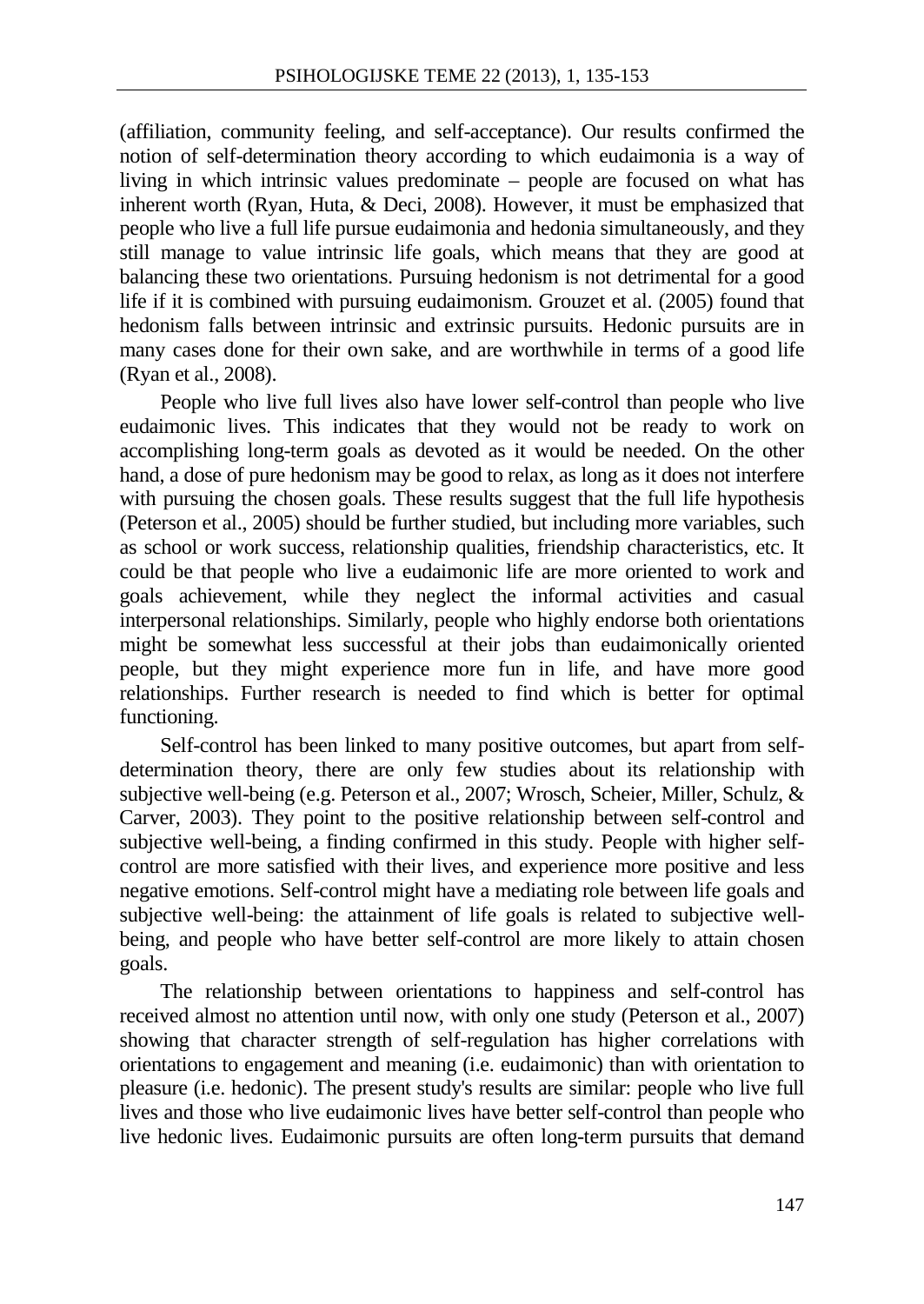(affiliation, community feeling, and self-acceptance). Our results confirmed the notion of self-determination theory according to which eudaimonia is a way of living in which intrinsic values predominate – people are focused on what has inherent worth (Ryan, Huta, & Deci, 2008). However, it must be emphasized that people who live a full life pursue eudaimonia and hedonia simultaneously, and they still manage to value intrinsic life goals, which means that they are good at balancing these two orientations. Pursuing hedonism is not detrimental for a good life if it is combined with pursuing eudaimonism. Grouzet et al. (2005) found that hedonism falls between intrinsic and extrinsic pursuits. Hedonic pursuits are in many cases done for their own sake, and are worthwhile in terms of a good life (Ryan et al., 2008).

People who live full lives also have lower self-control than people who live eudaimonic lives. This indicates that they would not be ready to work on accomplishing long-term goals as devoted as it would be needed. On the other hand, a dose of pure hedonism may be good to relax, as long as it does not interfere with pursuing the chosen goals. These results suggest that the full life hypothesis (Peterson et al., 2005) should be further studied, but including more variables, such as school or work success, relationship qualities, friendship characteristics, etc. It could be that people who live a eudaimonic life are more oriented to work and goals achievement, while they neglect the informal activities and casual interpersonal relationships. Similarly, people who highly endorse both orientations might be somewhat less successful at their jobs than eudaimonically oriented people, but they might experience more fun in life, and have more good relationships. Further research is needed to find which is better for optimal functioning.

Self-control has been linked to many positive outcomes, but apart from self-determination theory, there are only few studies about its relationship with subjective well-being (e.g. Peterson et al., 2007; Wrosch, Scheier, Miller, Schulz, & Carver, 2003). They point to the positive relationship between self-control and subjective well-being, a finding confirmed in this study. People with higher self-control are more satisfied with their lives, and experience more positive and less negative emotions. Self-control might have a mediating role between life goals and subjective well-being: the attainment of life goals is related to subjective well-being, and people who have better self-control are more likely to attain chosen goals.

The relationship between orientations to happiness and self-control has received almost no attention until now, with only one study (Peterson et al., 2007) showing that character strength of self-regulation has higher correlations with orientations to engagement and meaning (i.e. eudaimonic) than with orientation to pleasure (i.e. hedonic). The present study's results are similar: people who live full lives and those who live eudaimonic lives have better self-control than people who live hedonic lives. Eudaimonic pursuits are often long-term pursuits that demand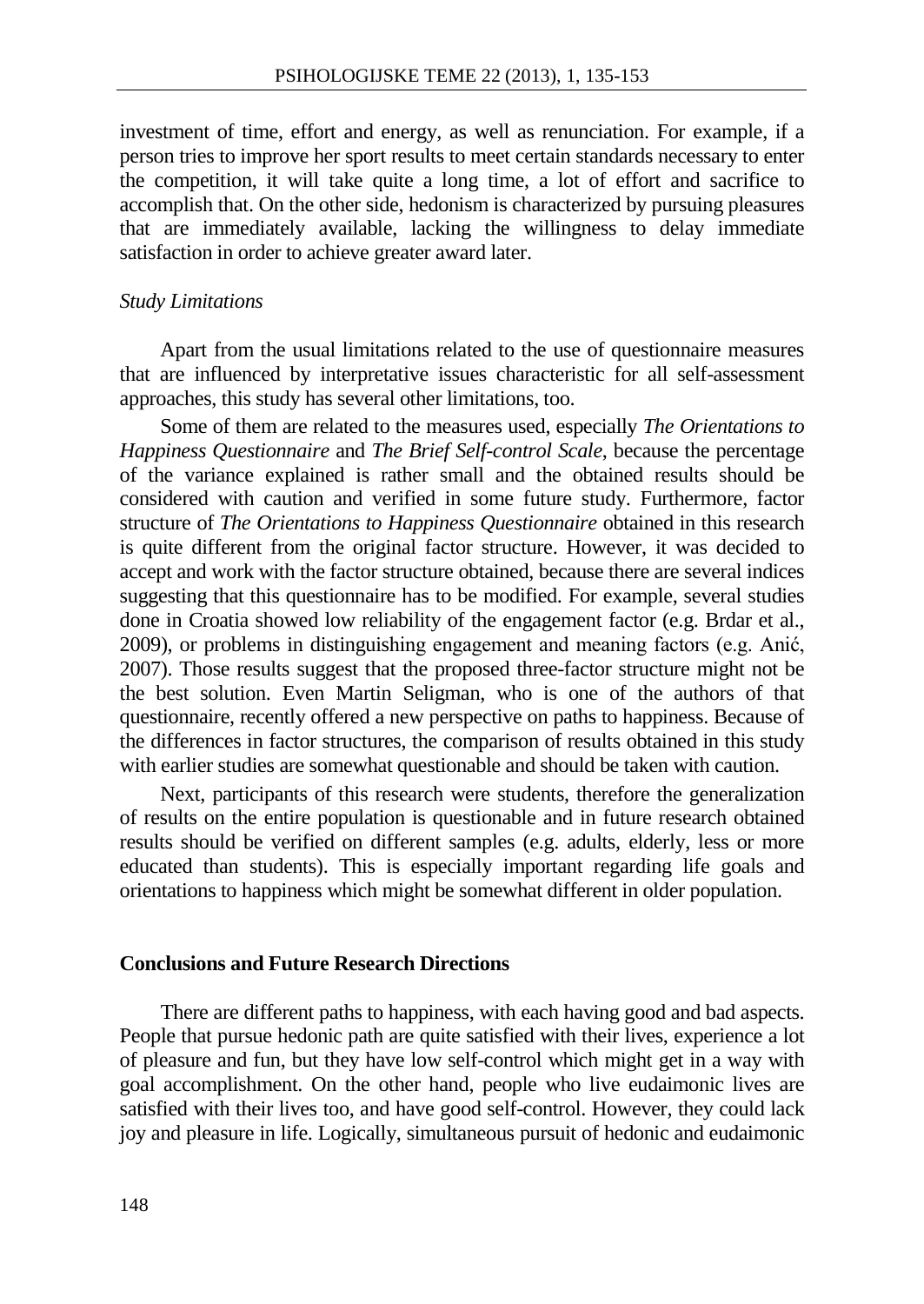investment of time, effort and energy, as well as renunciation. For example, if a person tries to improve her sport results to meet certain standards necessary to enter the competition, it will take quite a long time, a lot of effort and sacrifice to accomplish that. On the other side, hedonism is characterized by pursuing pleasures that are immediately available, lacking the willingness to delay immediate satisfaction in order to achieve greater award later.

### *Study Limitations*

Apart from the usual limitations related to the use of questionnaire measures that are influenced by interpretative issues characteristic for all self-assessment approaches, this study has several other limitations, too.

Some of them are related to the measures used, especially *The Orientations to Happiness Questionnaire* and *The Brief Self-control Scale*, because the percentage of the variance explained is rather small and the obtained results should be considered with caution and verified in some future study. Furthermore, factor structure of *The Orientations to Happiness Questionnaire* obtained in this research is quite different from the original factor structure. However, it was decided to accept and work with the factor structure obtained, because there are several indices suggesting that this questionnaire has to be modified. For example, several studies done in Croatia showed low reliability of the engagement factor (e.g. Brdar et al., 2009), or problems in distinguishing engagement and meaning factors (e.g. Anić, 2007). Those results suggest that the proposed three-factor structure might not be the best solution. Even Martin Seligman, who is one of the authors of that questionnaire, recently offered a new perspective on paths to happiness. Because of the differences in factor structures, the comparison of results obtained in this study with earlier studies are somewhat questionable and should be taken with caution.

Next, participants of this research were students, therefore the generalization of results on the entire population is questionable and in future research obtained results should be verified on different samples (e.g. adults, elderly, less or more educated than students). This is especially important regarding life goals and orientations to happiness which might be somewhat different in older population.

## **Conclusions and Future Research Directions**

There are different paths to happiness, with each having good and bad aspects. People that pursue hedonic path are quite satisfied with their lives, experience a lot of pleasure and fun, but they have low self-control which might get in a way with goal accomplishment. On the other hand, people who live eudaimonic lives are satisfied with their lives too, and have good self-control. However, they could lack joy and pleasure in life. Logically, simultaneous pursuit of hedonic and eudaimonic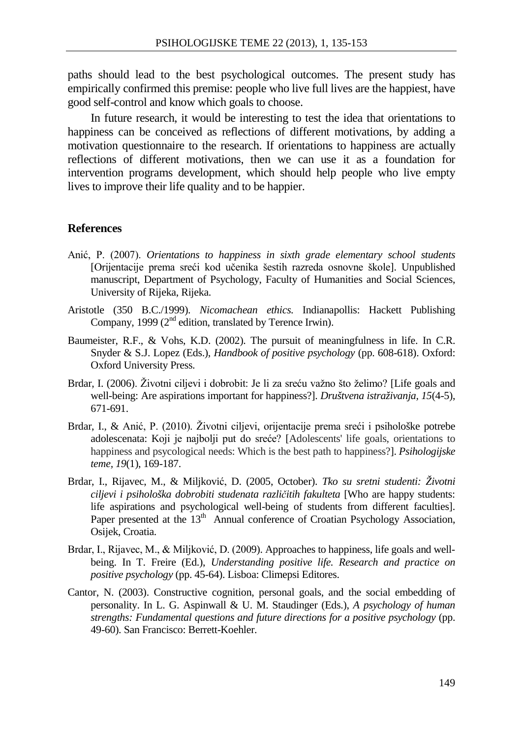paths should lead to the best psychological outcomes. The present study has empirically confirmed this premise: people who live full lives are the happiest, have good self-control and know which goals to choose.

In future research, it would be interesting to test the idea that orientations to happiness can be conceived as reflections of different motivations, by adding a motivation questionnaire to the research. If orientations to happiness are actually reflections of different motivations, then we can use it as a foundation for intervention programs development, which should help people who live empty lives to improve their life quality and to be happier.

## References

Anić, P. (2007). *Orientations to happiness in sixth grade elementary school students* [Orijentacije prema sreći kod učenika šestih razreda osnovne škole]. Unpublished manuscript, Department of Psychology, Faculty of Humanities and Social Sciences, University of Rijeka, Rijeka.

Aristotle (350 B.C./1999). *Nicomachean ethics.* Indianapollis: Hackett Publishing Company, 1999 (2nd edition, translated by Terence Irwin).

Baumeister, R.F., & Vohs, K.D. (2002). The pursuit of meaningfulness in life. In C.R. Snyder & S.J. Lopez (Eds.), *Handbook of positive psychology* (pp. 608-618). Oxford: Oxford University Press.

Brdar, I. (2006). Životni ciljevi i dobrobit: Je li za sreću važno što želimo? [Life goals and well-being: Are aspirations important for happiness?]. *Društvena istraživanja, 15*(4-5), 671-691.

Brdar, I., & Anić, P. (2010). Životni ciljevi, orijentacije prema sreći i psihološke potrebe adolescenata: Koji je najbolji put do sreće? [Adolescents' life goals, orientations to happiness and psycological needs: Which is the best path to happiness?]. *Psihologijske teme, 19*(1), 169-187.

Brdar, I., Rijavec, M., & Miljković, D. (2005, October). *Tko su sretni studenti: Životni ciljevi i psihološka dobrobiti studenata različitih fakulteta* [Who are happy students: life aspirations and psychological well-being of students from different faculties]. Paper presented at the 13th Annual conference of Croatian Psychology Association, Osijek, Croatia.

Brdar, I., Rijavec, M., & Miljković, D. (2009). Approaches to happiness, life goals and well-being. In T. Freire (Ed.), *Understanding positive life. Research and practice on positive psychology* (pp. 45-64). Lisboa: Climepsi Editores.

Cantor, N. (2003). Constructive cognition, personal goals, and the social embedding of personality. In L. G. Aspinwall & U. M. Staudinger (Eds.), *A psychology of human strengths: Fundamental questions and future directions for a positive psychology* (pp. 49-60). San Francisco: Berrett-Koehler.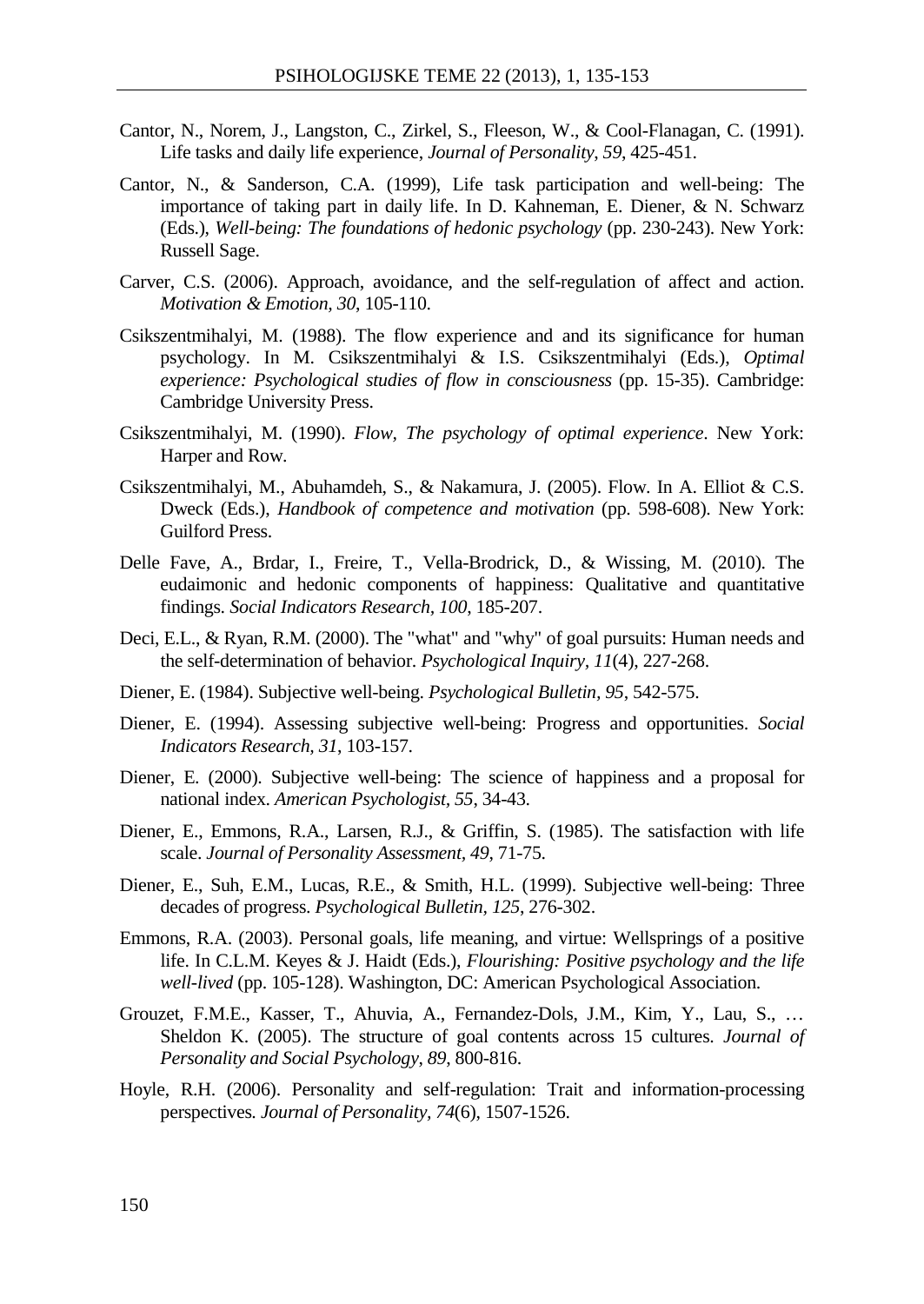Cantor, N., Norem, J., Langston, C., Zirkel, S., Fleeson, W., & Cool-Flanagan, C. (1991). Life tasks and daily life experience, *Journal of Personality*, *59*, 425-451.

Cantor, N., & Sanderson, C.A. (1999), Life task participation and well-being: The importance of taking part in daily life. In D. Kahneman, E. Diener, & N. Schwarz (Eds.), *Well-being: The foundations of hedonic psychology* (pp. 230-243). New York: Russell Sage.

Carver, C.S. (2006). Approach, avoidance, and the self-regulation of affect and action. *Motivation & Emotion, 30*, 105-110.

Csikszentmihalyi, M. (1988). The flow experience and and its significance for human psychology. In M. Csikszentmihalyi & I.S. Csikszentmihalyi (Eds.), *Optimal experience: Psychological studies of flow in consciousness* (pp. 15-35). Cambridge: Cambridge University Press.

Csikszentmihalyi, M. (1990). *Flow, The psychology of optimal experience*. New York: Harper and Row.

Csikszentmihalyi, M., Abuhamdeh, S., & Nakamura, J. (2005). Flow. In A. Elliot & C.S. Dweck (Eds.), *Handbook of competence and motivation* (pp. 598-608). New York: Guilford Press.

Delle Fave, A., Brdar, I., Freire, T., Vella-Brodrick, D., & Wissing, M. (2010). The eudaimonic and hedonic components of happiness: Qualitative and quantitative findings. *Social Indicators Research, 100*, 185-207.

Deci, E.L., & Ryan, R.M. (2000). The "what" and "why" of goal pursuits: Human needs and the self-determination of behavior. *Psychological Inquiry, 11*(4), 227-268.

Diener, E. (1984). Subjective well-being. *Psychological Bulletin, 95*, 542-575.

Diener, E. (1994). Assessing subjective well-being: Progress and opportunities. *Social Indicators Research, 31*, 103-157.

Diener, E. (2000). Subjective well-being: The science of happiness and a proposal for national index. *American Psychologist, 55*, 34-43.

Diener, E., Emmons, R.A., Larsen, R.J., & Griffin, S. (1985). The satisfaction with life scale. *Journal of Personality Assessment, 49*, 71-75.

Diener, E., Suh, E.M., Lucas, R.E., & Smith, H.L. (1999). Subjective well-being: Three decades of progress. *Psychological Bulletin, 125*, 276-302.

Emmons, R.A. (2003). Personal goals, life meaning, and virtue: Wellsprings of a positive life. In C.L.M. Keyes & J. Haidt (Eds.), *Flourishing: Positive psychology and the life well-lived* (pp. 105-128). Washington, DC: American Psychological Association.

Grouzet, F.M.E., Kasser, T., Ahuvia, A., Fernandez-Dols, J.M., Kim, Y., Lau, S., … Sheldon K. (2005). The structure of goal contents across 15 cultures. *Journal of Personality and Social Psychology*, *89*, 800-816.

Hoyle, R.H. (2006). Personality and self-regulation: Trait and information-processing perspectives. *Journal of Personality*, *74*(6), 1507-1526.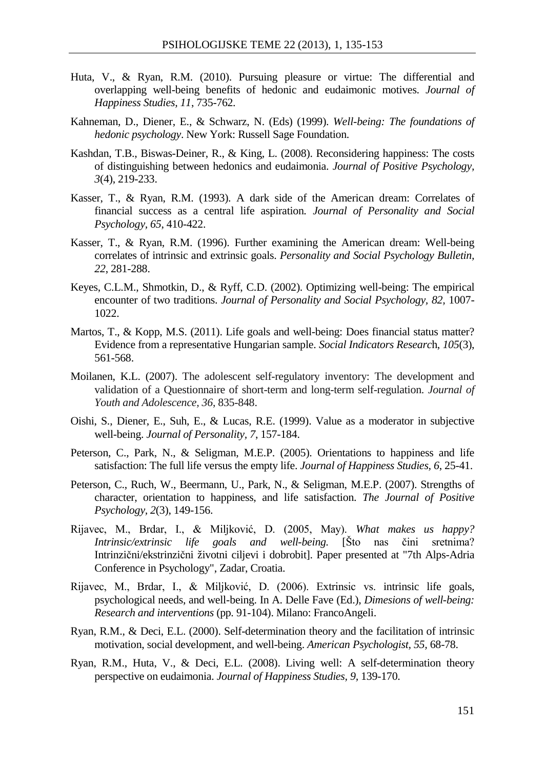Huta, V., & Ryan, R.M. (2010). Pursuing pleasure or virtue: The differential and overlapping well-being benefits of hedonic and eudaimonic motives. *Journal of Happiness Studies*, *11*, 735-762.

Kahneman, D., Diener, E., & Schwarz, N. (Eds) (1999). *Well-being: The foundations of hedonic psychology*. New York: Russell Sage Foundation.

Kashdan, T.B., Biswas-Deiner, R., & King, L. (2008). Reconsidering happiness: The costs of distinguishing between hedonics and eudaimonia. *Journal of Positive Psychology*, *3*(4), 219-233.

Kasser, T., & Ryan, R.M. (1993). A dark side of the American dream: Correlates of financial success as a central life aspiration. *Journal of Personality and Social Psychology*, *65*, 410-422.

Kasser, T., & Ryan, R.M. (1996). Further examining the American dream: Well-being correlates of intrinsic and extrinsic goals. *Personality and Social Psychology Bulletin*, *22*, 281-288.

Keyes, C.L.M., Shmotkin, D., & Ryff, C.D. (2002). Optimizing well-being: The empirical encounter of two traditions. *Journal of Personality and Social Psychology*, *82*, 1007-1022.

Martos, T., & Kopp, M.S. (2011). Life goals and well-being: Does financial status matter? Evidence from a representative Hungarian sample. *Social Indicators Research*, *105*(3), 561-568.

Moilanen, K.L. (2007). The adolescent self-regulatory inventory: The development and validation of a Questionnaire of short-term and long-term self-regulation. *Journal of Youth and Adolescence*, *36*, 835-848.

Oishi, S., Diener, E., Suh, E., & Lucas, R.E. (1999). Value as a moderator in subjective well-being. *Journal of Personality*, *7*, 157-184.

Peterson, C., Park, N., & Seligman, M.E.P. (2005). Orientations to happiness and life satisfaction: The full life versus the empty life. *Journal of Happiness Studies*, *6*, 25-41.

Peterson, C., Ruch, W., Beermann, U., Park, N., & Seligman, M.E.P. (2007). Strengths of character, orientation to happiness, and life satisfaction. *The Journal of Positive Psychology*, *2*(3), 149-156.

Rijavec, M., Brdar, I., & Miljković, D. (2005, May). *What makes us happy? Intrinsic/extrinsic life goals and well-being.* [Što nas čini sretnima? Intrinzični/ekstrinzični životni ciljevi i dobrobit]. Paper presented at "7th Alps-Adria Conference in Psychology", Zadar, Croatia.

Rijavec, M., Brdar, I., & Miljković, D. (2006). Extrinsic vs. intrinsic life goals, psychological needs, and well-being. In A. Delle Fave (Ed.), *Dimesions of well-being: Research and interventions* (pp. 91-104). Milano: FrancoAngeli.

Ryan, R.M., & Deci, E.L. (2000). Self-determination theory and the facilitation of intrinsic motivation, social development, and well-being. *American Psychologist*, *55*, 68-78.

Ryan, R.M., Huta, V., & Deci, E.L. (2008). Living well: A self-determination theory perspective on eudaimonia. *Journal of Happiness Studies*, *9*, 139-170.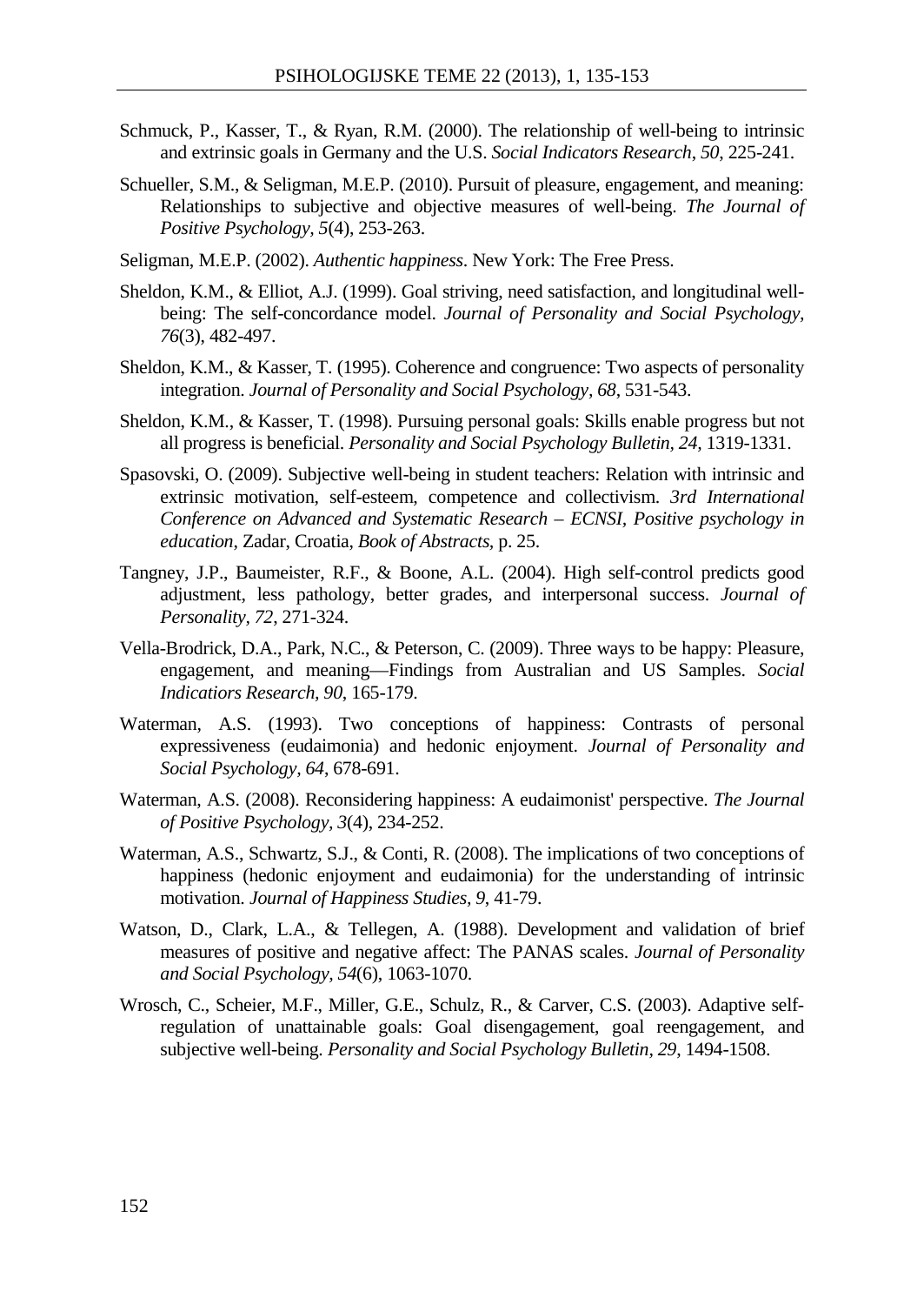Schmuck, P., Kasser, T., & Ryan, R.M. (2000). The relationship of well-being to intrinsic and extrinsic goals in Germany and the U.S. *Social Indicators Research*, *50*, 225-241.

Schueller, S.M., & Seligman, M.E.P. (2010). Pursuit of pleasure, engagement, and meaning: Relationships to subjective and objective measures of well-being. *The Journal of Positive Psychology, 5*(4), 253-263.

Seligman, M.E.P. (2002). *Authentic happiness*. New York: The Free Press.

Sheldon, K.M., & Elliot, A.J. (1999). Goal striving, need satisfaction, and longitudinal well-being: The self-concordance model. *Journal of Personality and Social Psychology, 76*(3), 482-497.

Sheldon, K.M., & Kasser, T. (1995). Coherence and congruence: Two aspects of personality integration. *Journal of Personality and Social Psychology*, *68*, 531-543.

Sheldon, K.M., & Kasser, T. (1998). Pursuing personal goals: Skills enable progress but not all progress is beneficial. *Personality and Social Psychology Bulletin*, *24*, 1319-1331.

Spasovski, O. (2009). Subjective well-being in student teachers: Relation with intrinsic and extrinsic motivation, self-esteem, competence and collectivism. *3rd International Conference on Advanced and Systematic Research – ECNSI, Positive psychology in education*, Zadar, Croatia, *Book of Abstracts*, p. 25.

Tangney, J.P., Baumeister, R.F., & Boone, A.L. (2004). High self-control predicts good adjustment, less pathology, better grades, and interpersonal success. *Journal of Personality*, *72*, 271-324.

Vella-Brodrick, D.A., Park, N.C., & Peterson, C. (2009). Three ways to be happy: Pleasure, engagement, and meaning—Findings from Australian and US Samples. *Social Indicatiors Research, 90*, 165-179.

Waterman, A.S. (1993). Two conceptions of happiness: Contrasts of personal expressiveness (eudaimonia) and hedonic enjoyment. *Journal of Personality and Social Psychology, 64*, 678-691.

Waterman, A.S. (2008). Reconsidering happiness: A eudaimonist' perspective. *The Journal of Positive Psychology, 3*(4), 234-252.

Waterman, A.S., Schwartz, S.J., & Conti, R. (2008). The implications of two conceptions of happiness (hedonic enjoyment and eudaimonia) for the understanding of intrinsic motivation. *Journal of Happiness Studies, 9,* 41-79.

Watson, D., Clark, L.A., & Tellegen, A. (1988). Development and validation of brief measures of positive and negative affect: The PANAS scales. *Journal of Personality and Social Psychology, 54*(6), 1063-1070.

Wrosch, C., Scheier, M.F., Miller, G.E., Schulz, R., & Carver, C.S. (2003). Adaptive self-regulation of unattainable goals: Goal disengagement, goal reengagement, and subjective well-being. *Personality and Social Psychology Bulletin, 29*, 1494-1508.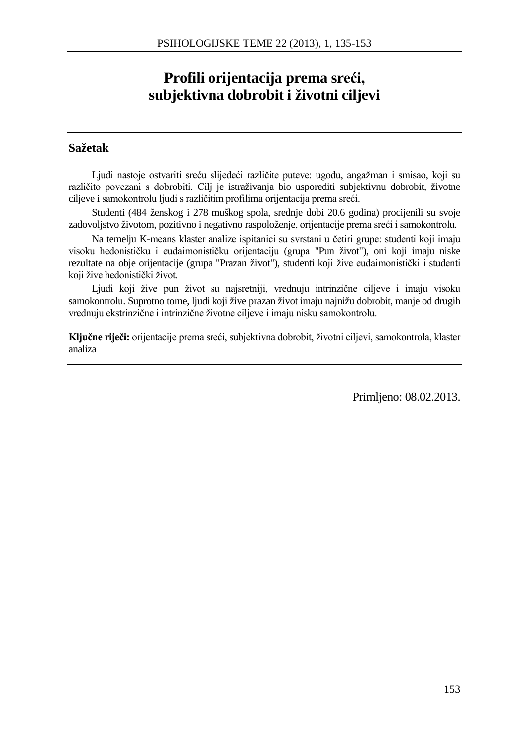# Profili orijentacija prema sreći, subjektivna dobrobit i životni ciljevi

## Sažetak

Ljudi nastoje ostvariti sreću slijedeći različite puteve: ugodu, angažman i smisao, koji su različito povezani s dobrobiti. Cilj je istraživanja bio usporediti subjektivnu dobrobit, životne ciljeve i samokontrolu ljudi s različitim profilima orijentacija prema sreći.

Studenti (484 ženskog i 278 muškog spola, srednje dobi 20.6 godina) procijenili su svoje zadovoljstvo životom, pozitivno i negativno raspoloženje, orijentacije prema sreći i samokontrolu.

Na temelju K-means klaster analize ispitanici su svrstani u četiri grupe: studenti koji imaju visoku hedonističku i eudaimonističku orijentaciju (grupa "Pun život"), oni koji imaju niske rezultate na obje orijentacije (grupa "Prazan život"), studenti koji žive eudaimonistički i studenti koji žive hedonistički život.

Ljudi koji žive pun život su najsretniji, vrednuju intrinzične ciljeve i imaju visoku samokontrolu. Suprotno tome, ljudi koji žive prazan život imaju najnižu dobrobit, manje od drugih vrednuju ekstrinzične i intrinzične životne ciljeve i imaju nisku samokontrolu.

**Ključne riječi:** orijentacije prema sreći, subjektivna dobrobit, životni ciljevi, samokontrola, klaster analiza

Primljeno: 08.02.2013.